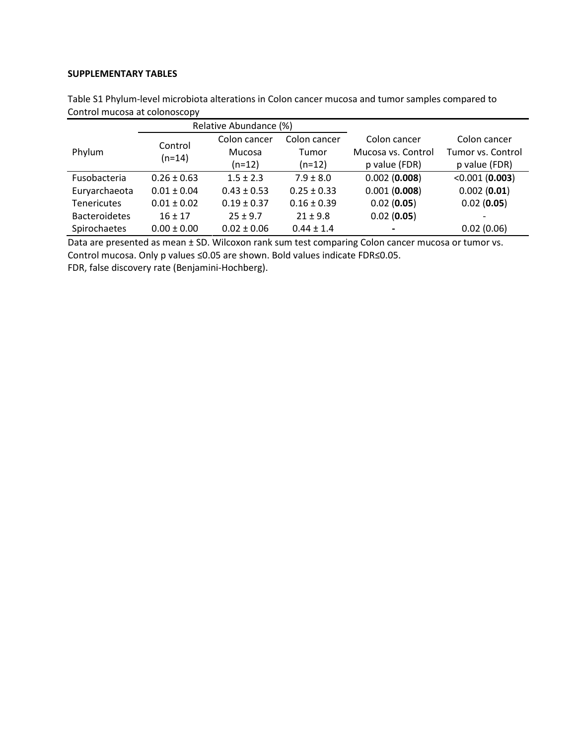**SUPPLEMENTARY TABLES**

Table S1 Phylum-level microbiota alterations in Colon cancer mucosa and tumor samples compared to Control mucosa at colonoscopy

| Phylum | Relative Abundance (%) | | | Colon cancer Mucosa vs. Control p value (FDR) | Colon cancer Tumor vs. Control p value (FDR) |
|---|---|---|---|---|---|
| | Control (n=14) | Colon cancer Mucosa (n=12) | Colon cancer Tumor (n=12) | | |
| Fusobacteria | 0.26 ± 0.63 | 1.5 ± 2.3 | 7.9 ± 8.0 | 0.002 (**0.008**) | <0.001 (**0.003**) |
| Euryarchaeota | 0.01 ± 0.04 | 0.43 ± 0.53 | 0.25 ± 0.33 | 0.001 (**0.008**) | 0.002 (**0.01**) |
| Tenericutes | 0.01 ± 0.02 | 0.19 ± 0.37 | 0.16 ± 0.39 | 0.02 (**0.05**) | 0.02 (**0.05**) |
| Bacteroidetes | 16 ± 17 | 25 ± 9.7 | 21 ± 9.8 | 0.02 (**0.05**) | - |
| Spirochaetes | 0.00 ± 0.00 | 0.02 ± 0.06 | 0.44 ± 1.4 | - | 0.02 (0.06) |

Data are presented as mean ± SD. Wilcoxon rank sum test comparing Colon cancer mucosa or tumor vs. Control mucosa. Only p values ≤0.05 are shown. Bold values indicate FDR≤0.05.
FDR, false discovery rate (Benjamini-Hochberg).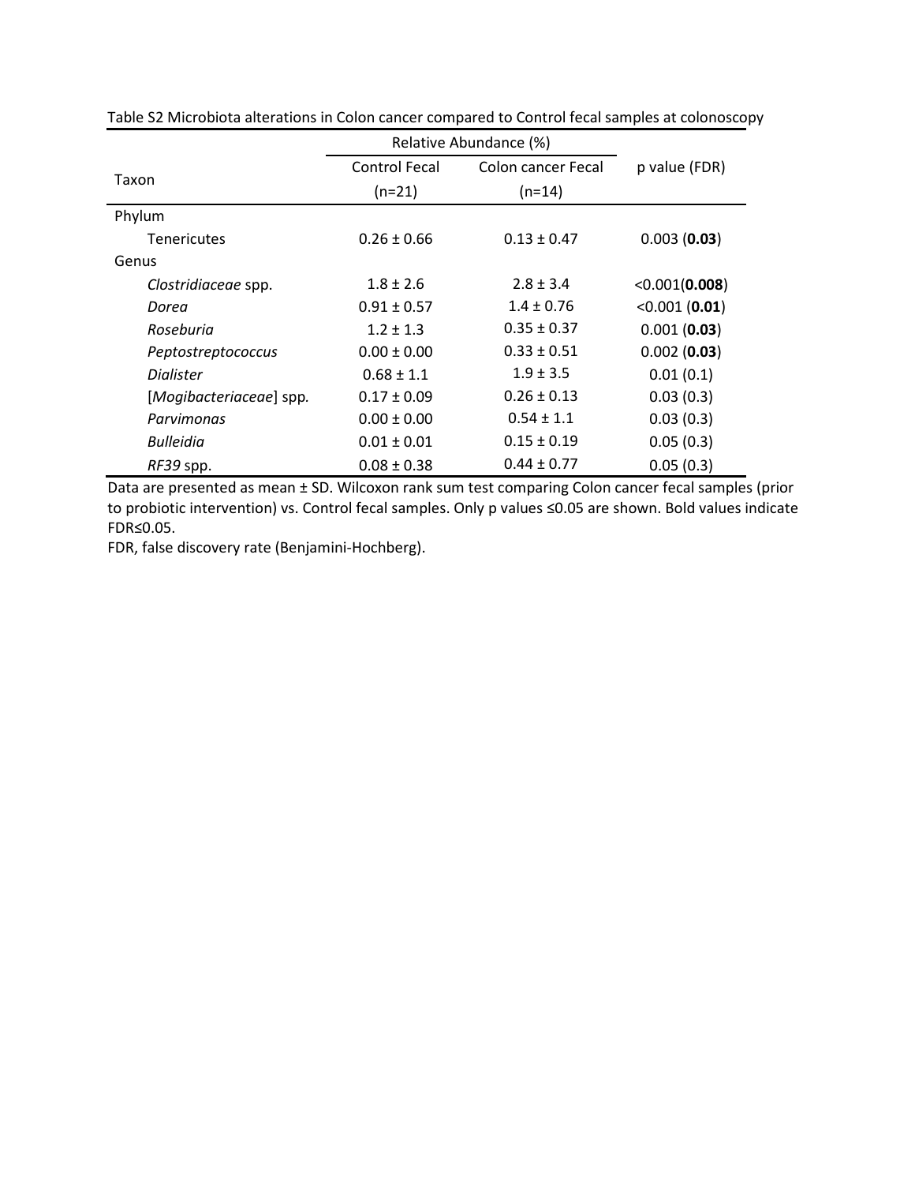Table S2 Microbiota alterations in Colon cancer compared to Control fecal samples at colonoscopy

| Taxon | Relative Abundance (%) | | p value (FDR) |
|---|---|---|---|
| | Control Fecal (n=21) | Colon cancer Fecal (n=14) | |
| Phylum | | | |
| Tenericutes | 0.26 ± 0.66 | 0.13 ± 0.47 | 0.003 (**0.03**) |
| Genus | | | |
| *Clostridiaceae* spp. | 1.8 ± 2.6 | 2.8 ± 3.4 | <0.001(**0.008**) |
| *Dorea* | 0.91 ± 0.57 | 1.4 ± 0.76 | <0.001 (**0.01**) |
| *Roseburia* | 1.2 ± 1.3 | 0.35 ± 0.37 | 0.001 (**0.03**) |
| *Peptostreptococcus* | 0.00 ± 0.00 | 0.33 ± 0.51 | 0.002 (**0.03**) |
| *Dialister* | 0.68 ± 1.1 | 1.9 ± 3.5 | 0.01 (0.1) |
| [*Mogibacteriaceae*] spp. | 0.17 ± 0.09 | 0.26 ± 0.13 | 0.03 (0.3) |
| *Parvimonas* | 0.00 ± 0.00 | 0.54 ± 1.1 | 0.03 (0.3) |
| *Bulleidia* | 0.01 ± 0.01 | 0.15 ± 0.19 | 0.05 (0.3) |
| *RF39* spp. | 0.08 ± 0.38 | 0.44 ± 0.77 | 0.05 (0.3) |

Data are presented as mean ± SD. Wilcoxon rank sum test comparing Colon cancer fecal samples (prior to probiotic intervention) vs. Control fecal samples. Only p values ≤0.05 are shown. Bold values indicate FDR≤0.05.

FDR, false discovery rate (Benjamini-Hochberg).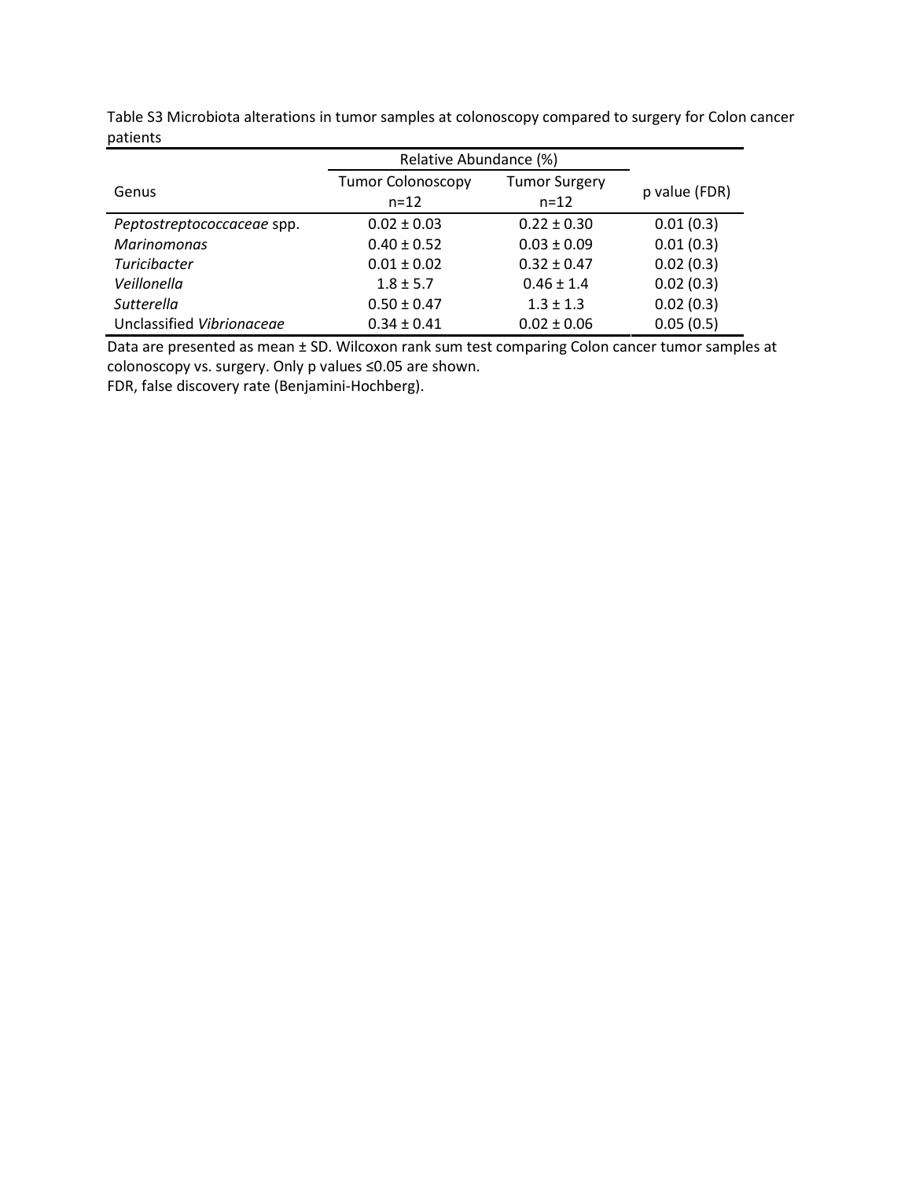Table S3 Microbiota alterations in tumor samples at colonoscopy compared to surgery for Colon cancer patients

| Genus | Relative Abundance (%) | | p value (FDR) |
|---|---|---|---|
| | Tumor Colonoscopy n=12 | Tumor Surgery n=12 | |
| *Peptostreptococcaceae* spp. | 0.02 ± 0.03 | 0.22 ± 0.30 | 0.01 (0.3) |
| *Marinomonas* | 0.40 ± 0.52 | 0.03 ± 0.09 | 0.01 (0.3) |
| *Turicibacter* | 0.01 ± 0.02 | 0.32 ± 0.47 | 0.02 (0.3) |
| *Veillonella* | 1.8 ± 5.7 | 0.46 ± 1.4 | 0.02 (0.3) |
| *Sutterella* | 0.50 ± 0.47 | 1.3 ± 1.3 | 0.02 (0.3) |
| Unclassified *Vibrionaceae* | 0.34 ± 0.41 | 0.02 ± 0.06 | 0.05 (0.5) |

Data are presented as mean ± SD. Wilcoxon rank sum test comparing Colon cancer tumor samples at colonoscopy vs. surgery. Only p values ≤0.05 are shown.
FDR, false discovery rate (Benjamini-Hochberg).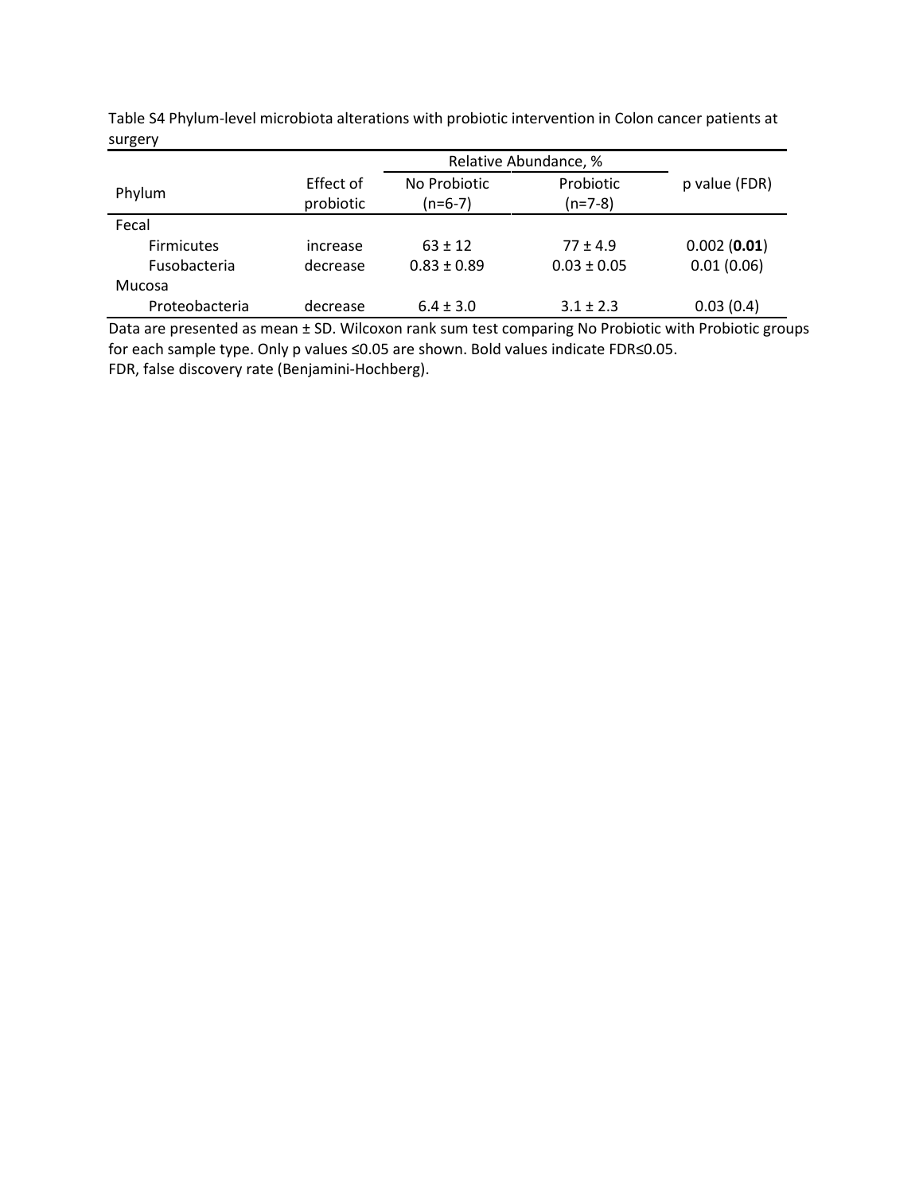Table S4 Phylum-level microbiota alterations with probiotic intervention in Colon cancer patients at surgery

| Phylum | Effect of probiotic | Relative Abundance, % | | p value (FDR) |
|---|---|---|---|---|
| | | No Probiotic (n=6-7) | Probiotic (n=7-8) | |
| Fecal | | | | |
| Firmicutes | increase | 63 ± 12 | 77 ± 4.9 | 0.002 (**0.01**) |
| Fusobacteria | decrease | 0.83 ± 0.89 | 0.03 ± 0.05 | 0.01 (0.06) |
| Mucosa | | | | |
| Proteobacteria | decrease | 6.4 ± 3.0 | 3.1 ± 2.3 | 0.03 (0.4) |

Data are presented as mean ± SD. Wilcoxon rank sum test comparing No Probiotic with Probiotic groups for each sample type. Only p values ≤0.05 are shown. Bold values indicate FDR≤0.05.
FDR, false discovery rate (Benjamini-Hochberg).